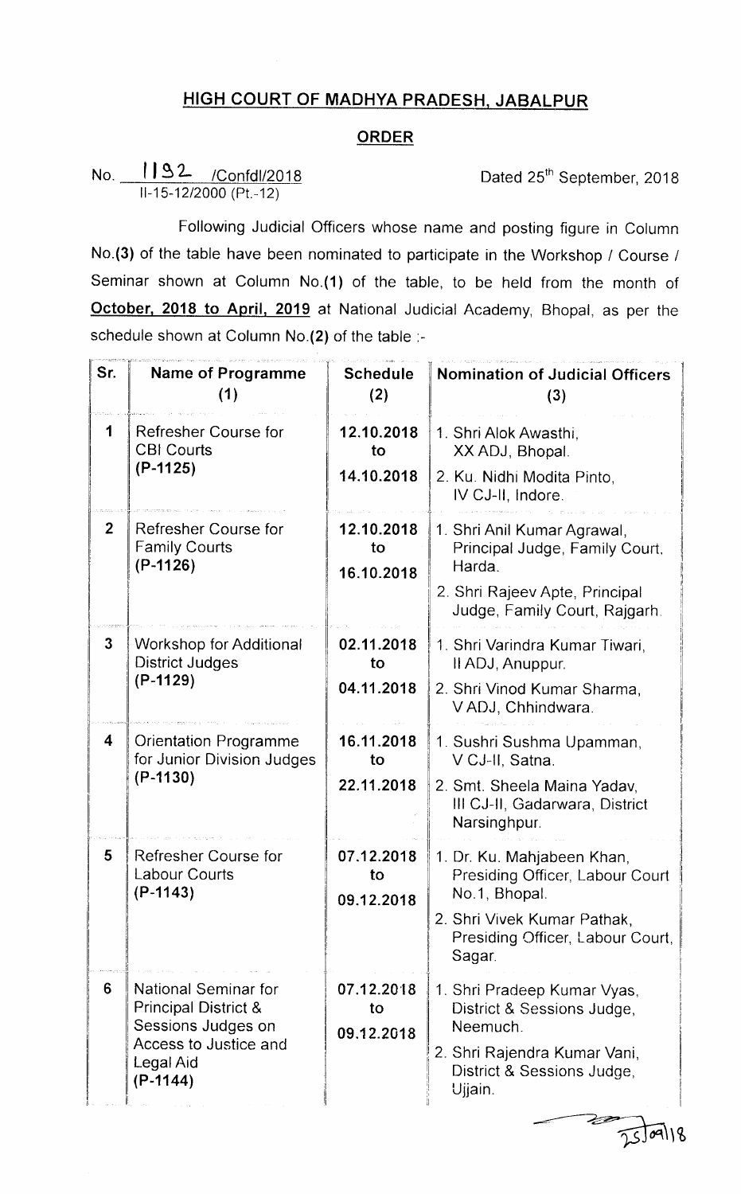# HIGH COURT OF MADHYA PRADESH, JABALPUR

## ORDER

No. 1192 /Confdl/2018
II-15-12/2000 (Pt.-12)

Dated 25th September, 2018

Following Judicial Officers whose name and posting figure in Column No.(3) of the table have been nominated to participate in the Workshop / Course / Seminar shown at Column No.(1) of the table, to be held from the month of **October, 2018 to April, 2019** at National Judicial Academy, Bhopal, as per the schedule shown at Column No.(2) of the table :-

| Sr. | Name of Programme (1) | Schedule (2) | Nomination of Judicial Officers (3) |
|---|---|---|---|
| 1 | Refresher Course for CBI Courts **(P-1125)** | **12.10.2018 to 14.10.2018** | 1. Shri Alok Awasthi, XX ADJ, Bhopal.<br>2. Ku. Nidhi Modita Pinto, IV CJ-II, Indore. |
| 2 | Refresher Course for Family Courts **(P-1126)** | **12.10.2018 to 16.10.2018** | 1. Shri Anil Kumar Agrawal, Principal Judge, Family Court, Harda.<br>2. Shri Rajeev Apte, Principal Judge, Family Court, Rajgarh. |
| 3 | Workshop for Additional District Judges **(P-1129)** | **02.11.2018 to 04.11.2018** | 1. Shri Varindra Kumar Tiwari, II ADJ, Anuppur.<br>2. Shri Vinod Kumar Sharma, V ADJ, Chhindwara. |
| 4 | Orientation Programme for Junior Division Judges **(P-1130)** | **16.11.2018 to 22.11.2018** | 1. Sushri Sushma Upamman, V CJ-II, Satna.<br>2. Smt. Sheela Maina Yadav, III CJ-II, Gadarwara, District Narsinghpur. |
| 5 | Refresher Course for Labour Courts **(P-1143)** | **07.12.2018 to 09.12.2018** | 1. Dr. Ku. Mahjabeen Khan, Presiding Officer, Labour Court No.1, Bhopal.<br>2. Shri Vivek Kumar Pathak, Presiding Officer, Labour Court, Sagar. |
| 6 | National Seminar for Principal District & Sessions Judges on Access to Justice and Legal Aid **(P-1144)** | **07.12.2018 to 09.12.2018** | 1. Shri Pradeep Kumar Vyas, District & Sessions Judge, Neemuch.<br>2. Shri Rajendra Kumar Vani, District & Sessions Judge, Ujjain. |

25/09/18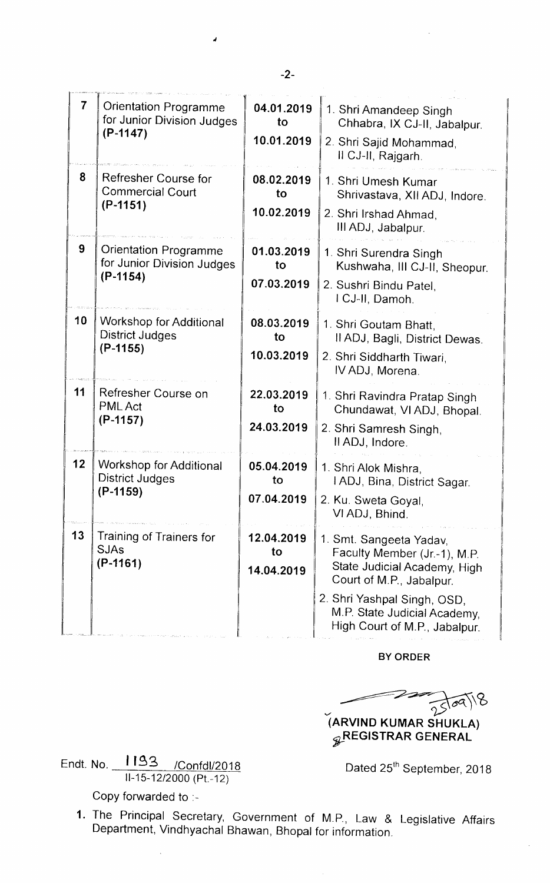| 7 | Orientation Programme for Junior Division Judges **(P-1147)** | **04.01.2019 to 10.01.2019** | 1. Shri Amandeep Singh Chhabra, IX CJ-II, Jabalpur.<br>2. Shri Sajid Mohammad, II CJ-II, Rajgarh. |
|---|---|---|---|
| 8 | Refresher Course for Commercial Court **(P-1151)** | **08.02.2019 to 10.02.2019** | 1. Shri Umesh Kumar Shrivastava, XII ADJ, Indore.<br>2. Shri Irshad Ahmad, III ADJ, Jabalpur. |
| 9 | Orientation Programme for Junior Division Judges **(P-1154)** | **01.03.2019 to 07.03.2019** | 1. Shri Surendra Singh Kushwaha, III CJ-II, Sheopur.<br>2. Sushri Bindu Patel, I CJ-II, Damoh. |
| 10 | Workshop for Additional District Judges **(P-1155)** | **08.03.2019 to 10.03.2019** | 1. Shri Goutam Bhatt, II ADJ, Bagli, District Dewas.<br>2. Shri Siddharth Tiwari, IV ADJ, Morena. |
| 11 | Refresher Course on PML Act **(P-1157)** | **22.03.2019 to 24.03.2019** | 1. Shri Ravindra Pratap Singh Chundawat, VI ADJ, Bhopal.<br>2. Shri Samresh Singh, II ADJ, Indore. |
| 12 | Workshop for Additional District Judges **(P-1159)** | **05.04.2019 to 07.04.2019** | 1. Shri Alok Mishra, I ADJ, Bina, District Sagar.<br>2. Ku. Sweta Goyal, VI ADJ, Bhind. |
| 13 | Training of Trainers for SJAs **(P-1161)** | **12.04.2019 to 14.04.2019** | 1. Smt. Sangeeta Yadav, Faculty Member (Jr.-1), M.P. State Judicial Academy, High Court of M.P., Jabalpur.<br>2. Shri Yashpal Singh, OSD, M.P. State Judicial Academy, High Court of M.P., Jabalpur. |

**BY ORDER**

25/09/18

**(ARVIND KUMAR SHUKLA)**
**REGISTRAR GENERAL**

Endt. No. 1193 /Confdl/2018
II-15-12/2000 (Pt.-12)

Dated 25th September, 2018

Copy forwarded to :-

1. The Principal Secretary, Government of M.P., Law & Legislative Affairs Department, Vindhyachal Bhawan, Bhopal for information.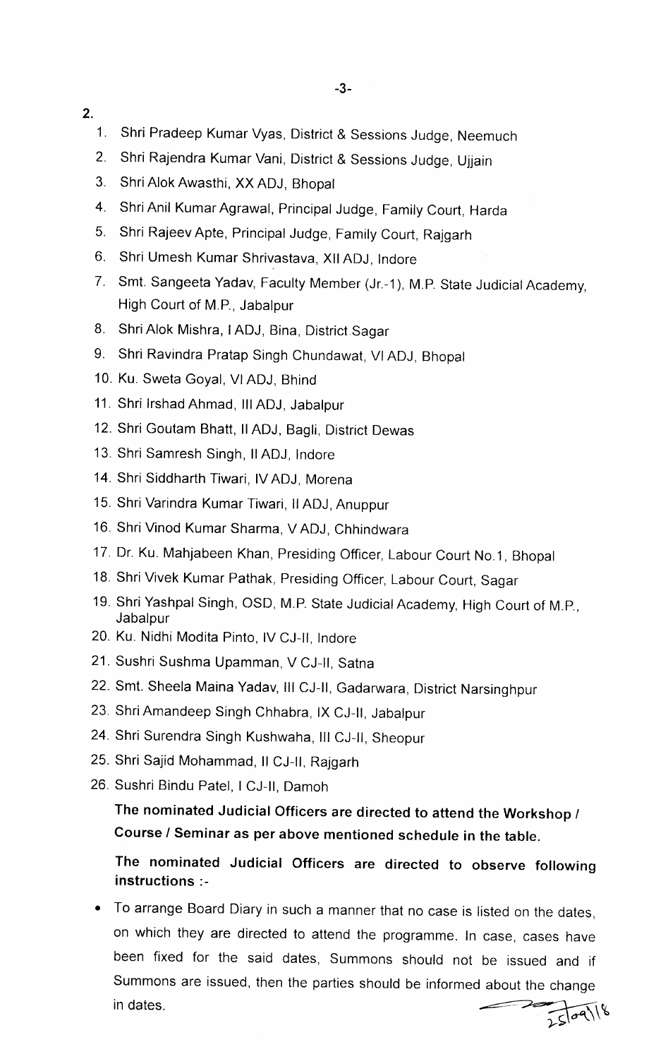2.

1. Shri Pradeep Kumar Vyas, District & Sessions Judge, Neemuch
2. Shri Rajendra Kumar Vani, District & Sessions Judge, Ujjain
3. Shri Alok Awasthi, XX ADJ, Bhopal
4. Shri Anil Kumar Agrawal, Principal Judge, Family Court, Harda
5. Shri Rajeev Apte, Principal Judge, Family Court, Rajgarh
6. Shri Umesh Kumar Shrivastava, XII ADJ, Indore
7. Smt. Sangeeta Yadav, Faculty Member (Jr.-1), M.P. State Judicial Academy, High Court of M.P., Jabalpur
8. Shri Alok Mishra, I ADJ, Bina, District Sagar
9. Shri Ravindra Pratap Singh Chundawat, VI ADJ, Bhopal
10. Ku. Sweta Goyal, VI ADJ, Bhind
11. Shri Irshad Ahmad, III ADJ, Jabalpur
12. Shri Goutam Bhatt, II ADJ, Bagli, District Dewas
13. Shri Samresh Singh, II ADJ, Indore
14. Shri Siddharth Tiwari, IV ADJ, Morena
15. Shri Varindra Kumar Tiwari, II ADJ, Anuppur
16. Shri Vinod Kumar Sharma, V ADJ, Chhindwara
17. Dr. Ku. Mahjabeen Khan, Presiding Officer, Labour Court No.1, Bhopal
18. Shri Vivek Kumar Pathak, Presiding Officer, Labour Court, Sagar
19. Shri Yashpal Singh, OSD, M.P. State Judicial Academy, High Court of M.P., Jabalpur
20. Ku. Nidhi Modita Pinto, IV CJ-II, Indore
21. Sushri Sushma Upamman, V CJ-II, Satna
22. Smt. Sheela Maina Yadav, III CJ-II, Gadarwara, District Narsinghpur
23. Shri Amandeep Singh Chhabra, IX CJ-II, Jabalpur
24. Shri Surendra Singh Kushwaha, III CJ-II, Sheopur
25. Shri Sajid Mohammad, II CJ-II, Rajgarh
26. Sushri Bindu Patel, I CJ-II, Damoh

**The nominated Judicial Officers are directed to attend the Workshop / Course / Seminar as per above mentioned schedule in the table.**

**The nominated Judicial Officers are directed to observe following instructions :-**

- To arrange Board Diary in such a manner that no case is listed on the dates, on which they are directed to attend the programme. In case, cases have been fixed for the said dates, Summons should not be issued and if Summons are issued, then the parties should be informed about the change in dates.

25/09/18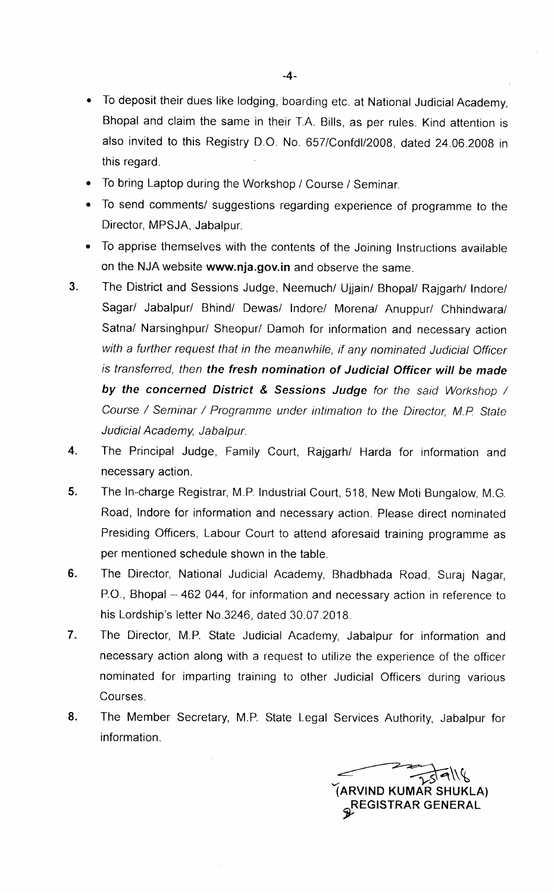- To deposit their dues like lodging, boarding etc. at National Judicial Academy, Bhopal and claim the same in their T.A. Bills, as per rules. Kind attention is also invited to this Registry D.O. No. 657/Confdl/2008, dated 24.06.2008 in this regard.
- To bring Laptop during the Workshop / Course / Seminar.
- To send comments/ suggestions regarding experience of programme to the Director, MPSJA, Jabalpur.
- To apprise themselves with the contents of the Joining Instructions available on the NJA website **www.nja.gov.in** and observe the same.

3. The District and Sessions Judge, Neemuch/ Ujjain/ Bhopal/ Rajgarh/ Indore/ Sagar/ Jabalpur/ Bhind/ Dewas/ Indore/ Morena/ Anuppur/ Chhindwara/ Satna/ Narsinghpur/ Sheopur/ Damoh for information and necessary action *with a further request that in the meanwhile, if any nominated Judicial Officer is transferred, then **the fresh nomination of Judicial Officer will be made by the concerned District & Sessions Judge** for the said Workshop / Course / Seminar / Programme under intimation to the Director, M.P. State Judicial Academy, Jabalpur.*
4. The Principal Judge, Family Court, Rajgarh/ Harda for information and necessary action.
5. The In-charge Registrar, M.P. Industrial Court, 518, New Moti Bungalow, M.G. Road, Indore for information and necessary action. Please direct nominated Presiding Officers, Labour Court to attend aforesaid training programme as per mentioned schedule shown in the table.
6. The Director, National Judicial Academy, Bhadbhada Road, Suraj Nagar, P.O., Bhopal – 462 044, for information and necessary action in reference to his Lordship's letter No.3246, dated 30.07.2018.
7. The Director, M.P. State Judicial Academy, Jabalpur for information and necessary action along with a request to utilize the experience of the officer nominated for imparting training to other Judicial Officers during various Courses.
8. The Member Secretary, M.P. State Legal Services Authority, Jabalpur for information.

25/9/18

**(ARVIND KUMAR SHUKLA)**
**REGISTRAR GENERAL**